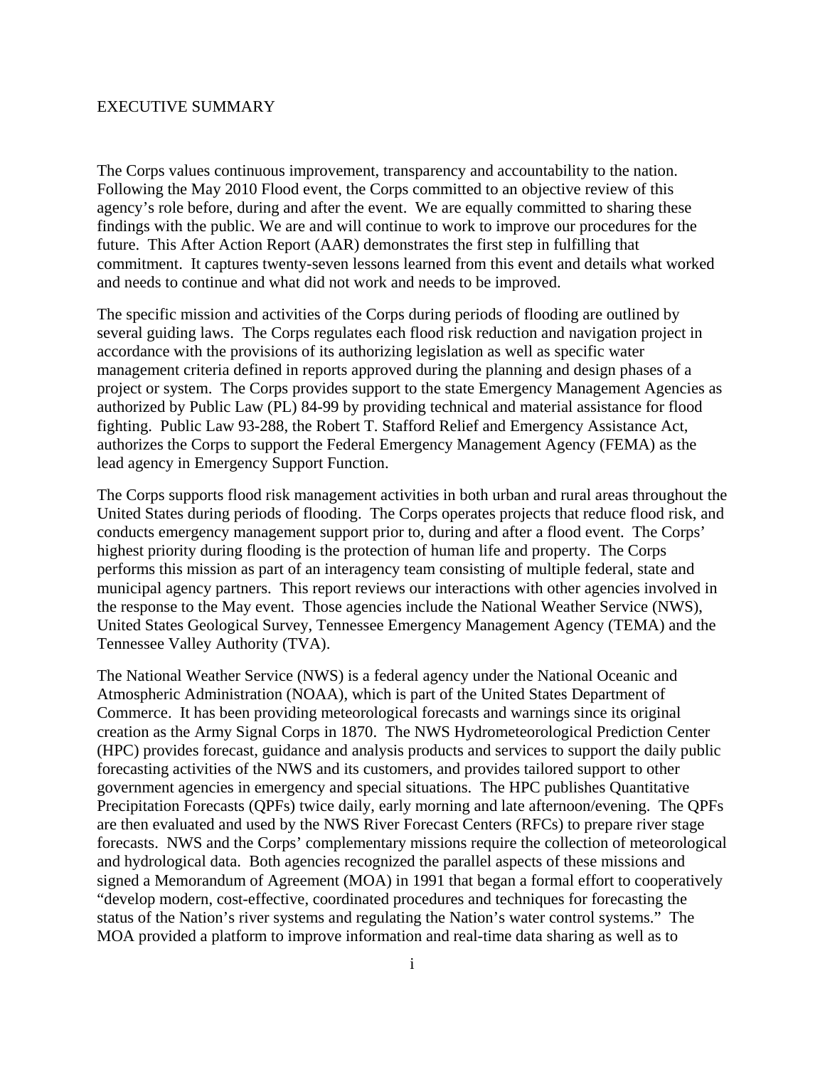# EXECUTIVE SUMMARY

The Corps values continuous improvement, transparency and accountability to the nation. Following the May 2010 Flood event, the Corps committed to an objective review of this agency's role before, during and after the event. We are equally committed to sharing these findings with the public. We are and will continue to work to improve our procedures for the future. This After Action Report (AAR) demonstrates the first step in fulfilling that commitment. It captures twenty-seven lessons learned from this event and details what worked and needs to continue and what did not work and needs to be improved.

The specific mission and activities of the Corps during periods of flooding are outlined by several guiding laws. The Corps regulates each flood risk reduction and navigation project in accordance with the provisions of its authorizing legislation as well as specific water management criteria defined in reports approved during the planning and design phases of a project or system. The Corps provides support to the state Emergency Management Agencies as authorized by Public Law (PL) 84-99 by providing technical and material assistance for flood fighting. Public Law 93-288, the Robert T. Stafford Relief and Emergency Assistance Act, authorizes the Corps to support the Federal Emergency Management Agency (FEMA) as the lead agency in Emergency Support Function.

The Corps supports flood risk management activities in both urban and rural areas throughout the United States during periods of flooding. The Corps operates projects that reduce flood risk, and conducts emergency management support prior to, during and after a flood event. The Corps' highest priority during flooding is the protection of human life and property. The Corps performs this mission as part of an interagency team consisting of multiple federal, state and municipal agency partners. This report reviews our interactions with other agencies involved in the response to the May event. Those agencies include the National Weather Service (NWS), United States Geological Survey, Tennessee Emergency Management Agency (TEMA) and the Tennessee Valley Authority (TVA).

The National Weather Service (NWS) is a federal agency under the National Oceanic and Atmospheric Administration (NOAA), which is part of the United States Department of Commerce. It has been providing meteorological forecasts and warnings since its original creation as the Army Signal Corps in 1870. The NWS Hydrometeorological Prediction Center (HPC) provides forecast, guidance and analysis products and services to support the daily public forecasting activities of the NWS and its customers, and provides tailored support to other government agencies in emergency and special situations. The HPC publishes Quantitative Precipitation Forecasts (QPFs) twice daily, early morning and late afternoon/evening. The QPFs are then evaluated and used by the NWS River Forecast Centers (RFCs) to prepare river stage forecasts. NWS and the Corps' complementary missions require the collection of meteorological and hydrological data. Both agencies recognized the parallel aspects of these missions and signed a Memorandum of Agreement (MOA) in 1991 that began a formal effort to cooperatively "develop modern, cost-effective, coordinated procedures and techniques for forecasting the status of the Nation's river systems and regulating the Nation's water control systems." The MOA provided a platform to improve information and real-time data sharing as well as to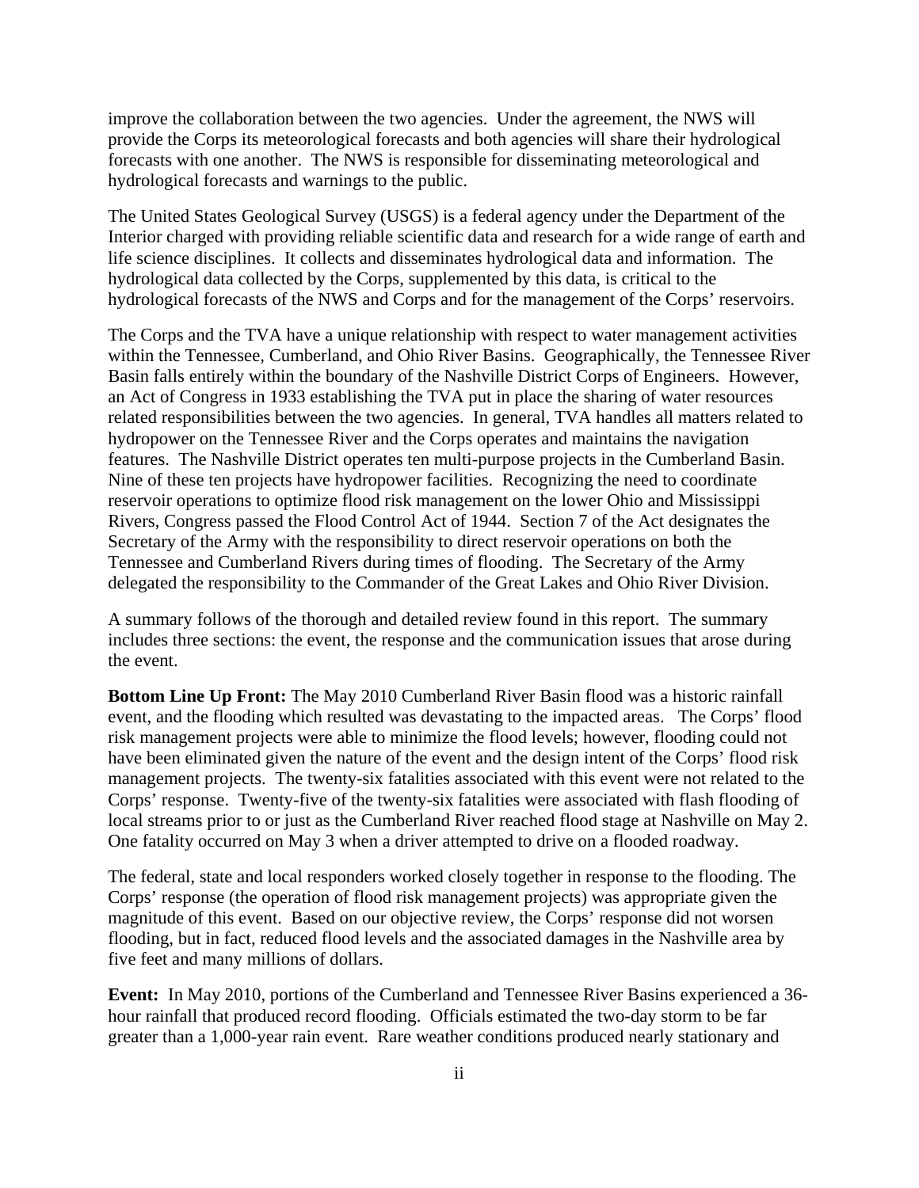improve the collaboration between the two agencies. Under the agreement, the NWS will provide the Corps its meteorological forecasts and both agencies will share their hydrological forecasts with one another. The NWS is responsible for disseminating meteorological and hydrological forecasts and warnings to the public.

The United States Geological Survey (USGS) is a federal agency under the Department of the Interior charged with providing reliable scientific data and research for a wide range of earth and life science disciplines. It collects and disseminates hydrological data and information. The hydrological data collected by the Corps, supplemented by this data, is critical to the hydrological forecasts of the NWS and Corps and for the management of the Corps' reservoirs.

The Corps and the TVA have a unique relationship with respect to water management activities within the Tennessee, Cumberland, and Ohio River Basins. Geographically, the Tennessee River Basin falls entirely within the boundary of the Nashville District Corps of Engineers. However, an Act of Congress in 1933 establishing the TVA put in place the sharing of water resources related responsibilities between the two agencies. In general, TVA handles all matters related to hydropower on the Tennessee River and the Corps operates and maintains the navigation features. The Nashville District operates ten multi-purpose projects in the Cumberland Basin. Nine of these ten projects have hydropower facilities. Recognizing the need to coordinate reservoir operations to optimize flood risk management on the lower Ohio and Mississippi Rivers, Congress passed the Flood Control Act of 1944. Section 7 of the Act designates the Secretary of the Army with the responsibility to direct reservoir operations on both the Tennessee and Cumberland Rivers during times of flooding. The Secretary of the Army delegated the responsibility to the Commander of the Great Lakes and Ohio River Division.

A summary follows of the thorough and detailed review found in this report. The summary includes three sections: the event, the response and the communication issues that arose during the event.

**Bottom Line Up Front:** The May 2010 Cumberland River Basin flood was a historic rainfall event, and the flooding which resulted was devastating to the impacted areas. The Corps' flood risk management projects were able to minimize the flood levels; however, flooding could not have been eliminated given the nature of the event and the design intent of the Corps' flood risk management projects. The twenty-six fatalities associated with this event were not related to the Corps' response. Twenty-five of the twenty-six fatalities were associated with flash flooding of local streams prior to or just as the Cumberland River reached flood stage at Nashville on May 2. One fatality occurred on May 3 when a driver attempted to drive on a flooded roadway.

The federal, state and local responders worked closely together in response to the flooding. The Corps' response (the operation of flood risk management projects) was appropriate given the magnitude of this event. Based on our objective review, the Corps' response did not worsen flooding, but in fact, reduced flood levels and the associated damages in the Nashville area by five feet and many millions of dollars.

**Event:** In May 2010, portions of the Cumberland and Tennessee River Basins experienced a 36-hour rainfall that produced record flooding. Officials estimated the two-day storm to be far greater than a 1,000-year rain event. Rare weather conditions produced nearly stationary and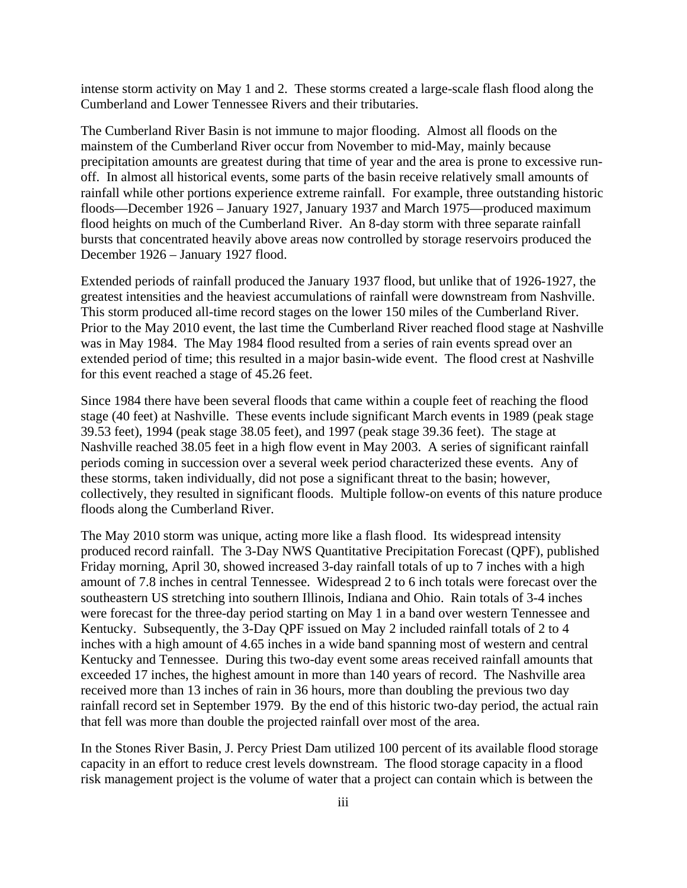intense storm activity on May 1 and 2. These storms created a large-scale flash flood along the Cumberland and Lower Tennessee Rivers and their tributaries.

The Cumberland River Basin is not immune to major flooding. Almost all floods on the mainstem of the Cumberland River occur from November to mid-May, mainly because precipitation amounts are greatest during that time of year and the area is prone to excessive run-off. In almost all historical events, some parts of the basin receive relatively small amounts of rainfall while other portions experience extreme rainfall. For example, three outstanding historic floods—December 1926 – January 1927, January 1937 and March 1975—produced maximum flood heights on much of the Cumberland River. An 8-day storm with three separate rainfall bursts that concentrated heavily above areas now controlled by storage reservoirs produced the December 1926 – January 1927 flood.

Extended periods of rainfall produced the January 1937 flood, but unlike that of 1926-1927, the greatest intensities and the heaviest accumulations of rainfall were downstream from Nashville. This storm produced all-time record stages on the lower 150 miles of the Cumberland River. Prior to the May 2010 event, the last time the Cumberland River reached flood stage at Nashville was in May 1984. The May 1984 flood resulted from a series of rain events spread over an extended period of time; this resulted in a major basin-wide event. The flood crest at Nashville for this event reached a stage of 45.26 feet.

Since 1984 there have been several floods that came within a couple feet of reaching the flood stage (40 feet) at Nashville. These events include significant March events in 1989 (peak stage 39.53 feet), 1994 (peak stage 38.05 feet), and 1997 (peak stage 39.36 feet). The stage at Nashville reached 38.05 feet in a high flow event in May 2003. A series of significant rainfall periods coming in succession over a several week period characterized these events. Any of these storms, taken individually, did not pose a significant threat to the basin; however, collectively, they resulted in significant floods. Multiple follow-on events of this nature produce floods along the Cumberland River.

The May 2010 storm was unique, acting more like a flash flood. Its widespread intensity produced record rainfall. The 3-Day NWS Quantitative Precipitation Forecast (QPF), published Friday morning, April 30, showed increased 3-day rainfall totals of up to 7 inches with a high amount of 7.8 inches in central Tennessee. Widespread 2 to 6 inch totals were forecast over the southeastern US stretching into southern Illinois, Indiana and Ohio. Rain totals of 3-4 inches were forecast for the three-day period starting on May 1 in a band over western Tennessee and Kentucky. Subsequently, the 3-Day QPF issued on May 2 included rainfall totals of 2 to 4 inches with a high amount of 4.65 inches in a wide band spanning most of western and central Kentucky and Tennessee. During this two-day event some areas received rainfall amounts that exceeded 17 inches, the highest amount in more than 140 years of record. The Nashville area received more than 13 inches of rain in 36 hours, more than doubling the previous two day rainfall record set in September 1979. By the end of this historic two-day period, the actual rain that fell was more than double the projected rainfall over most of the area.

In the Stones River Basin, J. Percy Priest Dam utilized 100 percent of its available flood storage capacity in an effort to reduce crest levels downstream. The flood storage capacity in a flood risk management project is the volume of water that a project can contain which is between the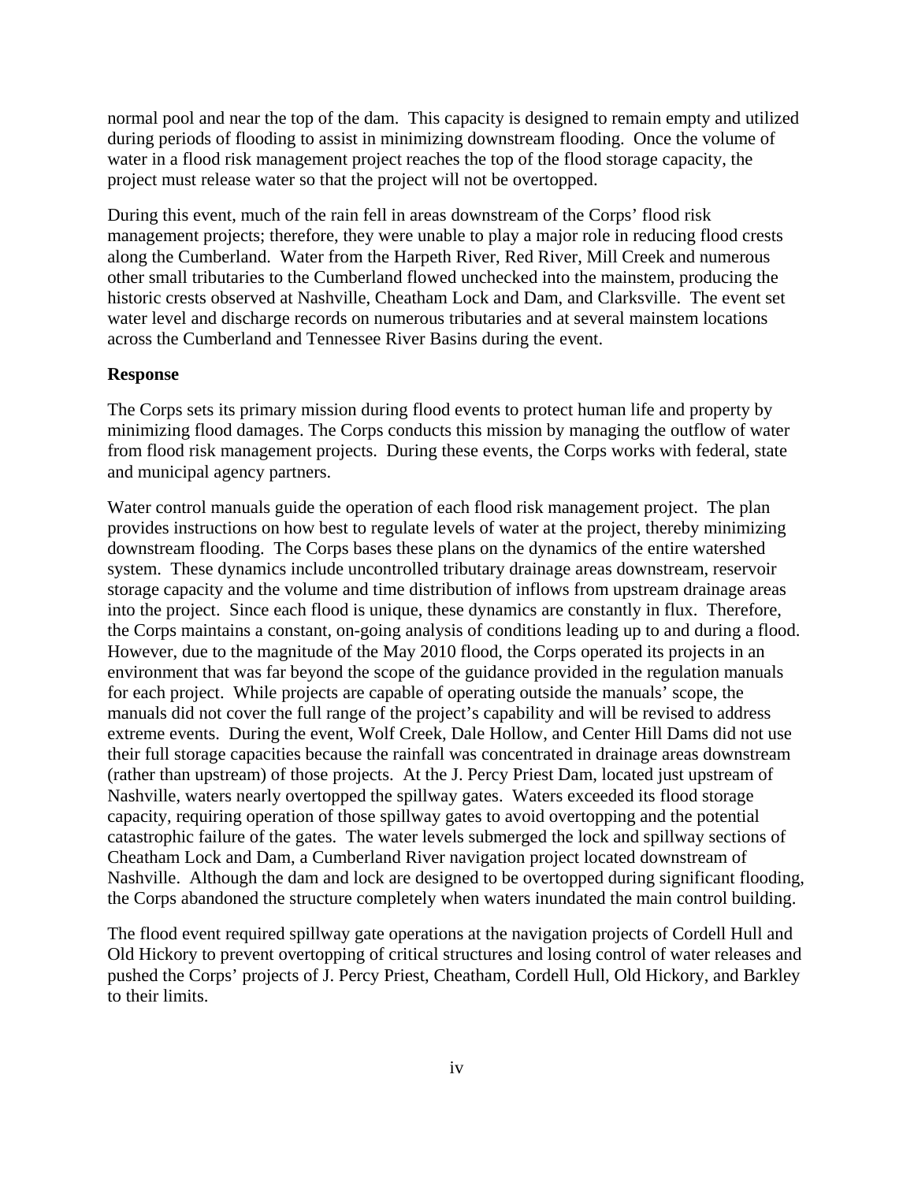normal pool and near the top of the dam. This capacity is designed to remain empty and utilized during periods of flooding to assist in minimizing downstream flooding. Once the volume of water in a flood risk management project reaches the top of the flood storage capacity, the project must release water so that the project will not be overtopped.

During this event, much of the rain fell in areas downstream of the Corps' flood risk management projects; therefore, they were unable to play a major role in reducing flood crests along the Cumberland. Water from the Harpeth River, Red River, Mill Creek and numerous other small tributaries to the Cumberland flowed unchecked into the mainstem, producing the historic crests observed at Nashville, Cheatham Lock and Dam, and Clarksville. The event set water level and discharge records on numerous tributaries and at several mainstem locations across the Cumberland and Tennessee River Basins during the event.

**Response**

The Corps sets its primary mission during flood events to protect human life and property by minimizing flood damages. The Corps conducts this mission by managing the outflow of water from flood risk management projects. During these events, the Corps works with federal, state and municipal agency partners.

Water control manuals guide the operation of each flood risk management project. The plan provides instructions on how best to regulate levels of water at the project, thereby minimizing downstream flooding. The Corps bases these plans on the dynamics of the entire watershed system. These dynamics include uncontrolled tributary drainage areas downstream, reservoir storage capacity and the volume and time distribution of inflows from upstream drainage areas into the project. Since each flood is unique, these dynamics are constantly in flux. Therefore, the Corps maintains a constant, on-going analysis of conditions leading up to and during a flood. However, due to the magnitude of the May 2010 flood, the Corps operated its projects in an environment that was far beyond the scope of the guidance provided in the regulation manuals for each project. While projects are capable of operating outside the manuals' scope, the manuals did not cover the full range of the project's capability and will be revised to address extreme events. During the event, Wolf Creek, Dale Hollow, and Center Hill Dams did not use their full storage capacities because the rainfall was concentrated in drainage areas downstream (rather than upstream) of those projects. At the J. Percy Priest Dam, located just upstream of Nashville, waters nearly overtopped the spillway gates. Waters exceeded its flood storage capacity, requiring operation of those spillway gates to avoid overtopping and the potential catastrophic failure of the gates. The water levels submerged the lock and spillway sections of Cheatham Lock and Dam, a Cumberland River navigation project located downstream of Nashville. Although the dam and lock are designed to be overtopped during significant flooding, the Corps abandoned the structure completely when waters inundated the main control building.

The flood event required spillway gate operations at the navigation projects of Cordell Hull and Old Hickory to prevent overtopping of critical structures and losing control of water releases and pushed the Corps' projects of J. Percy Priest, Cheatham, Cordell Hull, Old Hickory, and Barkley to their limits.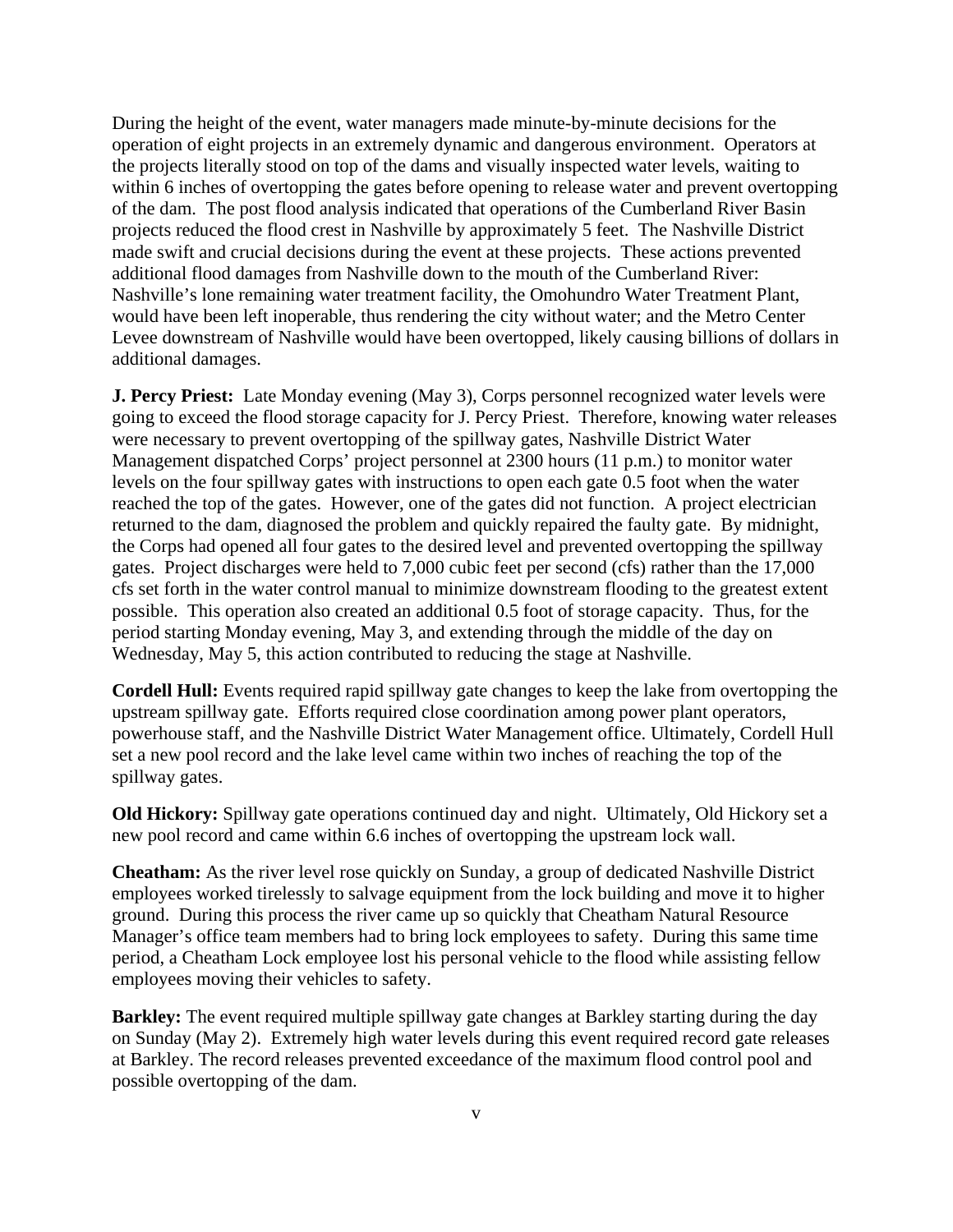During the height of the event, water managers made minute-by-minute decisions for the operation of eight projects in an extremely dynamic and dangerous environment. Operators at the projects literally stood on top of the dams and visually inspected water levels, waiting to within 6 inches of overtopping the gates before opening to release water and prevent overtopping of the dam. The post flood analysis indicated that operations of the Cumberland River Basin projects reduced the flood crest in Nashville by approximately 5 feet. The Nashville District made swift and crucial decisions during the event at these projects. These actions prevented additional flood damages from Nashville down to the mouth of the Cumberland River: Nashville's lone remaining water treatment facility, the Omohundro Water Treatment Plant, would have been left inoperable, thus rendering the city without water; and the Metro Center Levee downstream of Nashville would have been overtopped, likely causing billions of dollars in additional damages.

**J. Percy Priest:** Late Monday evening (May 3), Corps personnel recognized water levels were going to exceed the flood storage capacity for J. Percy Priest. Therefore, knowing water releases were necessary to prevent overtopping of the spillway gates, Nashville District Water Management dispatched Corps' project personnel at 2300 hours (11 p.m.) to monitor water levels on the four spillway gates with instructions to open each gate 0.5 foot when the water reached the top of the gates. However, one of the gates did not function. A project electrician returned to the dam, diagnosed the problem and quickly repaired the faulty gate. By midnight, the Corps had opened all four gates to the desired level and prevented overtopping the spillway gates. Project discharges were held to 7,000 cubic feet per second (cfs) rather than the 17,000 cfs set forth in the water control manual to minimize downstream flooding to the greatest extent possible. This operation also created an additional 0.5 foot of storage capacity. Thus, for the period starting Monday evening, May 3, and extending through the middle of the day on Wednesday, May 5, this action contributed to reducing the stage at Nashville.

**Cordell Hull:** Events required rapid spillway gate changes to keep the lake from overtopping the upstream spillway gate. Efforts required close coordination among power plant operators, powerhouse staff, and the Nashville District Water Management office. Ultimately, Cordell Hull set a new pool record and the lake level came within two inches of reaching the top of the spillway gates.

**Old Hickory:** Spillway gate operations continued day and night. Ultimately, Old Hickory set a new pool record and came within 6.6 inches of overtopping the upstream lock wall.

**Cheatham:** As the river level rose quickly on Sunday, a group of dedicated Nashville District employees worked tirelessly to salvage equipment from the lock building and move it to higher ground. During this process the river came up so quickly that Cheatham Natural Resource Manager's office team members had to bring lock employees to safety. During this same time period, a Cheatham Lock employee lost his personal vehicle to the flood while assisting fellow employees moving their vehicles to safety.

**Barkley:** The event required multiple spillway gate changes at Barkley starting during the day on Sunday (May 2). Extremely high water levels during this event required record gate releases at Barkley. The record releases prevented exceedance of the maximum flood control pool and possible overtopping of the dam.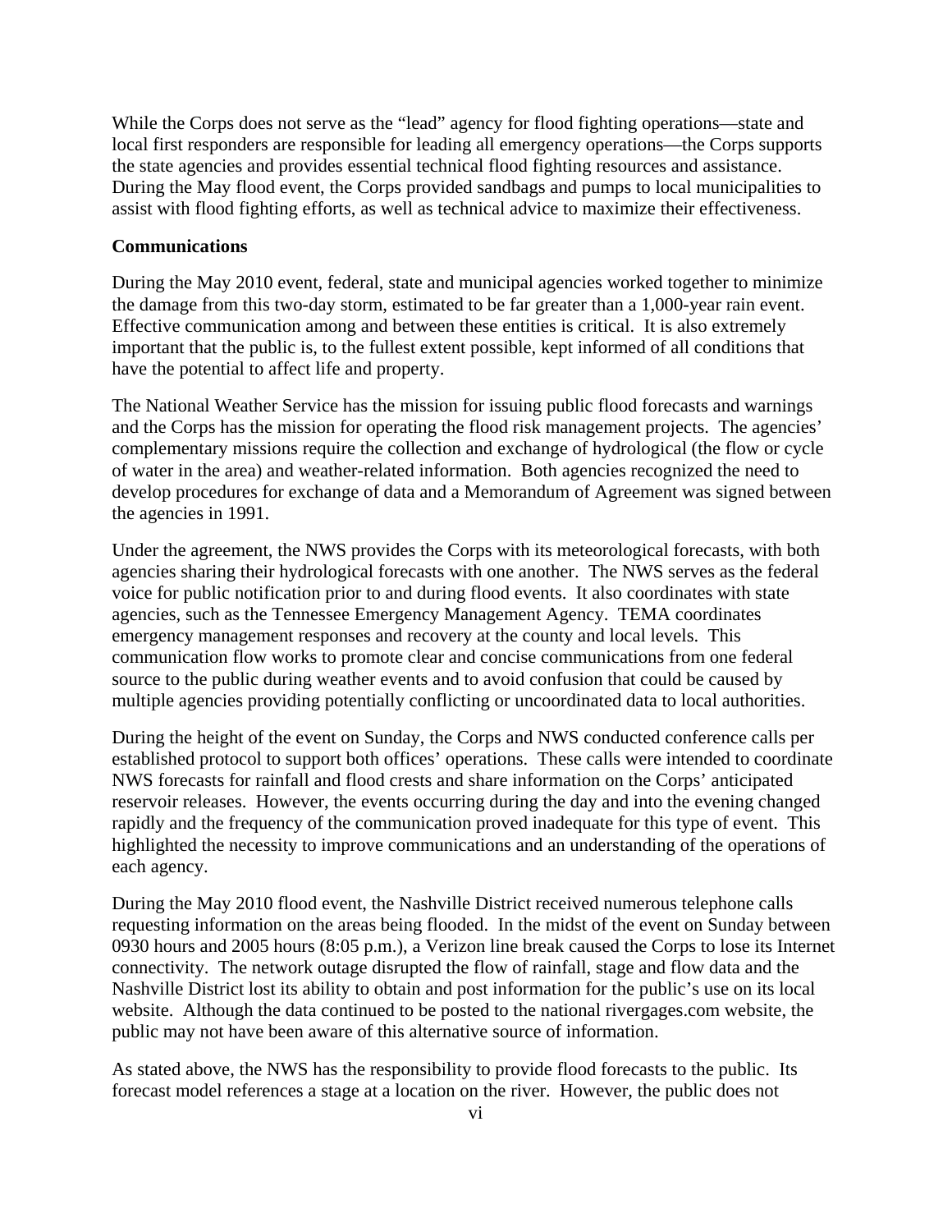While the Corps does not serve as the "lead" agency for flood fighting operations—state and local first responders are responsible for leading all emergency operations—the Corps supports the state agencies and provides essential technical flood fighting resources and assistance. During the May flood event, the Corps provided sandbags and pumps to local municipalities to assist with flood fighting efforts, as well as technical advice to maximize their effectiveness.

**Communications**

During the May 2010 event, federal, state and municipal agencies worked together to minimize the damage from this two-day storm, estimated to be far greater than a 1,000-year rain event. Effective communication among and between these entities is critical. It is also extremely important that the public is, to the fullest extent possible, kept informed of all conditions that have the potential to affect life and property.

The National Weather Service has the mission for issuing public flood forecasts and warnings and the Corps has the mission for operating the flood risk management projects. The agencies' complementary missions require the collection and exchange of hydrological (the flow or cycle of water in the area) and weather-related information. Both agencies recognized the need to develop procedures for exchange of data and a Memorandum of Agreement was signed between the agencies in 1991.

Under the agreement, the NWS provides the Corps with its meteorological forecasts, with both agencies sharing their hydrological forecasts with one another. The NWS serves as the federal voice for public notification prior to and during flood events. It also coordinates with state agencies, such as the Tennessee Emergency Management Agency. TEMA coordinates emergency management responses and recovery at the county and local levels. This communication flow works to promote clear and concise communications from one federal source to the public during weather events and to avoid confusion that could be caused by multiple agencies providing potentially conflicting or uncoordinated data to local authorities.

During the height of the event on Sunday, the Corps and NWS conducted conference calls per established protocol to support both offices' operations. These calls were intended to coordinate NWS forecasts for rainfall and flood crests and share information on the Corps' anticipated reservoir releases. However, the events occurring during the day and into the evening changed rapidly and the frequency of the communication proved inadequate for this type of event. This highlighted the necessity to improve communications and an understanding of the operations of each agency.

During the May 2010 flood event, the Nashville District received numerous telephone calls requesting information on the areas being flooded. In the midst of the event on Sunday between 0930 hours and 2005 hours (8:05 p.m.), a Verizon line break caused the Corps to lose its Internet connectivity. The network outage disrupted the flow of rainfall, stage and flow data and the Nashville District lost its ability to obtain and post information for the public's use on its local website. Although the data continued to be posted to the national rivergages.com website, the public may not have been aware of this alternative source of information.

As stated above, the NWS has the responsibility to provide flood forecasts to the public. Its forecast model references a stage at a location on the river. However, the public does not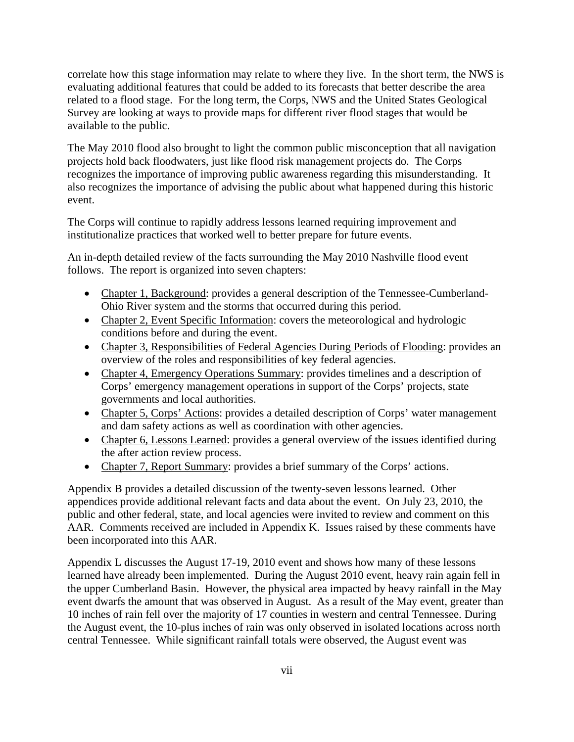correlate how this stage information may relate to where they live. In the short term, the NWS is evaluating additional features that could be added to its forecasts that better describe the area related to a flood stage. For the long term, the Corps, NWS and the United States Geological Survey are looking at ways to provide maps for different river flood stages that would be available to the public.

The May 2010 flood also brought to light the common public misconception that all navigation projects hold back floodwaters, just like flood risk management projects do. The Corps recognizes the importance of improving public awareness regarding this misunderstanding. It also recognizes the importance of advising the public about what happened during this historic event.

The Corps will continue to rapidly address lessons learned requiring improvement and institutionalize practices that worked well to better prepare for future events.

An in-depth detailed review of the facts surrounding the May 2010 Nashville flood event follows. The report is organized into seven chapters:

- Chapter 1, Background: provides a general description of the Tennessee-Cumberland-Ohio River system and the storms that occurred during this period.
- Chapter 2, Event Specific Information: covers the meteorological and hydrologic conditions before and during the event.
- Chapter 3, Responsibilities of Federal Agencies During Periods of Flooding: provides an overview of the roles and responsibilities of key federal agencies.
- Chapter 4, Emergency Operations Summary: provides timelines and a description of Corps' emergency management operations in support of the Corps' projects, state governments and local authorities.
- Chapter 5, Corps' Actions: provides a detailed description of Corps' water management and dam safety actions as well as coordination with other agencies.
- Chapter 6, Lessons Learned: provides a general overview of the issues identified during the after action review process.
- Chapter 7, Report Summary: provides a brief summary of the Corps' actions.

Appendix B provides a detailed discussion of the twenty-seven lessons learned. Other appendices provide additional relevant facts and data about the event. On July 23, 2010, the public and other federal, state, and local agencies were invited to review and comment on this AAR. Comments received are included in Appendix K. Issues raised by these comments have been incorporated into this AAR.

Appendix L discusses the August 17-19, 2010 event and shows how many of these lessons learned have already been implemented. During the August 2010 event, heavy rain again fell in the upper Cumberland Basin. However, the physical area impacted by heavy rainfall in the May event dwarfs the amount that was observed in August. As a result of the May event, greater than 10 inches of rain fell over the majority of 17 counties in western and central Tennessee. During the August event, the 10-plus inches of rain was only observed in isolated locations across north central Tennessee. While significant rainfall totals were observed, the August event was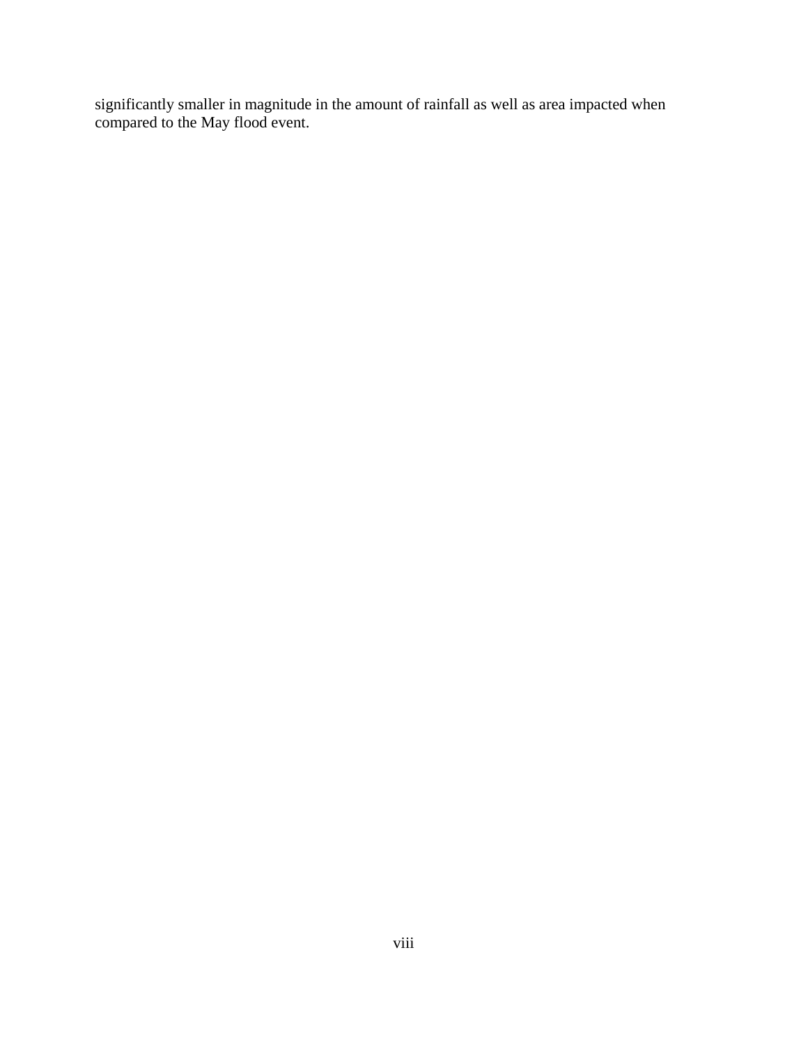significantly smaller in magnitude in the amount of rainfall as well as area impacted when compared to the May flood event.